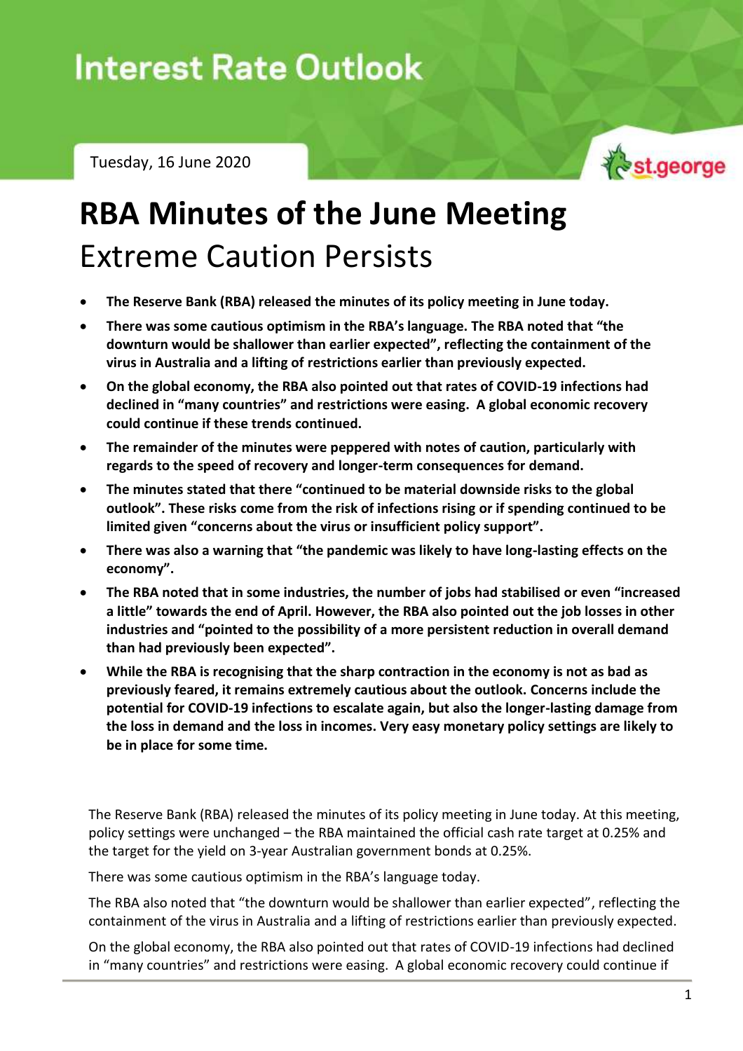# Interest Rate Outlook

Tuesday, 16 June 2020

# RBA Minutes of the June Meeting

## Extreme Caution Persists

- **The Reserve Bank (RBA) released the minutes of its policy meeting in June today.**
- **There was some cautious optimism in the RBA's language. The RBA noted that "the downturn would be shallower than earlier expected", reflecting the containment of the virus in Australia and a lifting of restrictions earlier than previously expected.**
- **On the global economy, the RBA also pointed out that rates of COVID-19 infections had declined in "many countries" and restrictions were easing. A global economic recovery could continue if these trends continued.**
- **The remainder of the minutes were peppered with notes of caution, particularly with regards to the speed of recovery and longer-term consequences for demand.**
- **The minutes stated that there "continued to be material downside risks to the global outlook". These risks come from the risk of infections rising or if spending continued to be limited given "concerns about the virus or insufficient policy support".**
- **There was also a warning that "the pandemic was likely to have long-lasting effects on the economy".**
- **The RBA noted that in some industries, the number of jobs had stabilised or even "increased a little" towards the end of April. However, the RBA also pointed out the job losses in other industries and "pointed to the possibility of a more persistent reduction in overall demand than had previously been expected".**
- **While the RBA is recognising that the sharp contraction in the economy is not as bad as previously feared, it remains extremely cautious about the outlook. Concerns include the potential for COVID-19 infections to escalate again, but also the longer-lasting damage from the loss in demand and the loss in incomes. Very easy monetary policy settings are likely to be in place for some time.**

The Reserve Bank (RBA) released the minutes of its policy meeting in June today. At this meeting, policy settings were unchanged – the RBA maintained the official cash rate target at 0.25% and the target for the yield on 3-year Australian government bonds at 0.25%.

There was some cautious optimism in the RBA's language today.

The RBA also noted that "the downturn would be shallower than earlier expected", reflecting the containment of the virus in Australia and a lifting of restrictions earlier than previously expected.

On the global economy, the RBA also pointed out that rates of COVID-19 infections had declined in "many countries" and restrictions were easing. A global economic recovery could continue if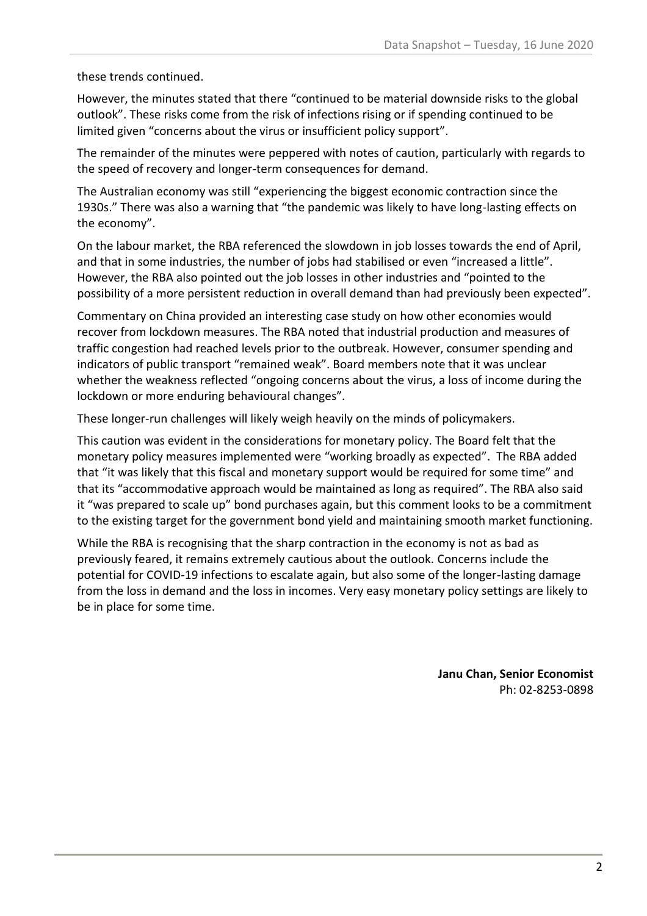these trends continued.

However, the minutes stated that there "continued to be material downside risks to the global outlook". These risks come from the risk of infections rising or if spending continued to be limited given "concerns about the virus or insufficient policy support".

The remainder of the minutes were peppered with notes of caution, particularly with regards to the speed of recovery and longer-term consequences for demand.

The Australian economy was still "experiencing the biggest economic contraction since the 1930s." There was also a warning that "the pandemic was likely to have long-lasting effects on the economy".

On the labour market, the RBA referenced the slowdown in job losses towards the end of April, and that in some industries, the number of jobs had stabilised or even "increased a little". However, the RBA also pointed out the job losses in other industries and "pointed to the possibility of a more persistent reduction in overall demand than had previously been expected".

Commentary on China provided an interesting case study on how other economies would recover from lockdown measures. The RBA noted that industrial production and measures of traffic congestion had reached levels prior to the outbreak. However, consumer spending and indicators of public transport "remained weak". Board members note that it was unclear whether the weakness reflected "ongoing concerns about the virus, a loss of income during the lockdown or more enduring behavioural changes".

These longer-run challenges will likely weigh heavily on the minds of policymakers.

This caution was evident in the considerations for monetary policy. The Board felt that the monetary policy measures implemented were "working broadly as expected". The RBA added that "it was likely that this fiscal and monetary support would be required for some time" and that its "accommodative approach would be maintained as long as required". The RBA also said it "was prepared to scale up" bond purchases again, but this comment looks to be a commitment to the existing target for the government bond yield and maintaining smooth market functioning.

While the RBA is recognising that the sharp contraction in the economy is not as bad as previously feared, it remains extremely cautious about the outlook. Concerns include the potential for COVID-19 infections to escalate again, but also some of the longer-lasting damage from the loss in demand and the loss in incomes. Very easy monetary policy settings are likely to be in place for some time.

**Janu Chan, Senior Economist**
Ph: 02-8253-0898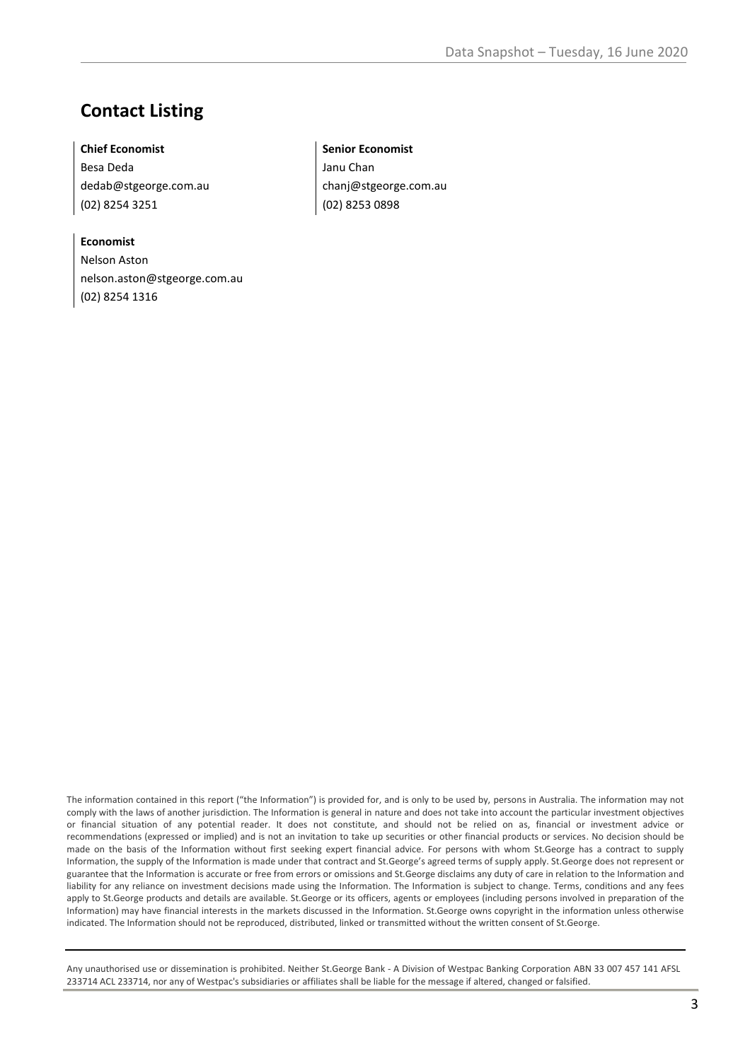## Contact Listing

**Chief Economist**
Besa Deda
dedab@stgeorge.com.au
(02) 8254 3251

**Senior Economist**
Janu Chan
chanj@stgeorge.com.au
(02) 8253 0898

**Economist**
Nelson Aston
nelson.aston@stgeorge.com.au
(02) 8254 1316

The information contained in this report ("the Information") is provided for, and is only to be used by, persons in Australia. The information may not comply with the laws of another jurisdiction. The Information is general in nature and does not take into account the particular investment objectives or financial situation of any potential reader. It does not constitute, and should not be relied on as, financial or investment advice or recommendations (expressed or implied) and is not an invitation to take up securities or other financial products or services. No decision should be made on the basis of the Information without first seeking expert financial advice. For persons with whom St.George has a contract to supply Information, the supply of the Information is made under that contract and St.George's agreed terms of supply apply. St.George does not represent or guarantee that the Information is accurate or free from errors or omissions and St.George disclaims any duty of care in relation to the Information and liability for any reliance on investment decisions made using the Information. The Information is subject to change. Terms, conditions and any fees apply to St.George products and details are available. St.George or its officers, agents or employees (including persons involved in preparation of the Information) may have financial interests in the markets discussed in the Information. St.George owns copyright in the information unless otherwise indicated. The Information should not be reproduced, distributed, linked or transmitted without the written consent of St.George.

Any unauthorised use or dissemination is prohibited. Neither St.George Bank - A Division of Westpac Banking Corporation ABN 33 007 457 141 AFSL 233714 ACL 233714, nor any of Westpac's subsidiaries or affiliates shall be liable for the message if altered, changed or falsified.